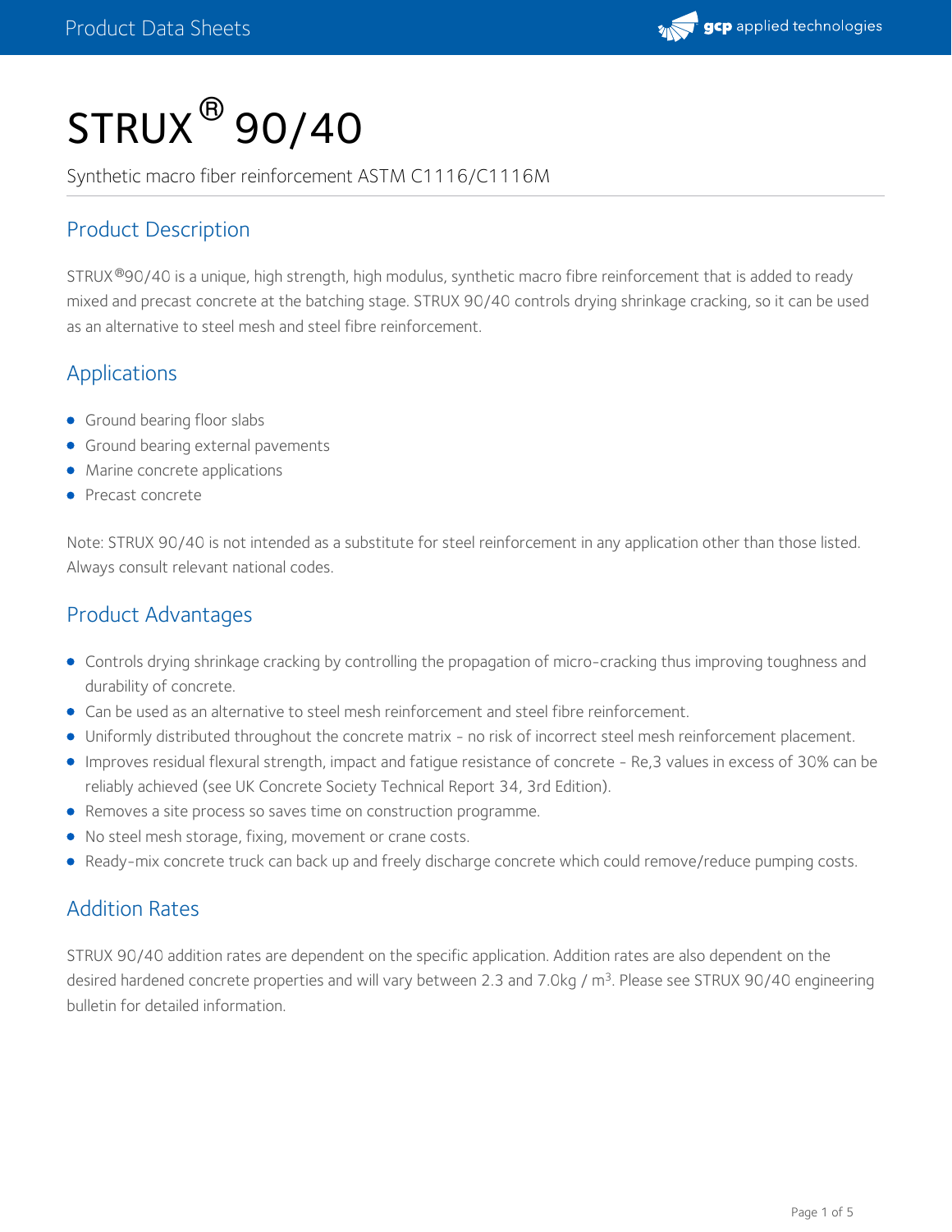# STRUX® 90/40

Synthetic macro fiber reinforcement ASTM C1116/C1116M

## Product Description

STRUX®90/40 is a unique, high strength, high modulus, synthetic macro fibre reinforcement that is added to ready mixed and precast concrete at the batching stage. STRUX 90/40 controls drying shrinkage cracking, so it can be used as an alternative to steel mesh and steel fibre reinforcement.

## Applications

- Ground bearing floor slabs
- Ground bearing external pavements
- Marine concrete applications
- Precast concrete

Note: STRUX 90/40 is not intended as a substitute for steel reinforcement in any application other than those listed. Always consult relevant national codes.

## Product Advantages

- Controls drying shrinkage cracking by controlling the propagation of micro-cracking thus improving toughness and durability of concrete.
- Can be used as an alternative to steel mesh reinforcement and steel fibre reinforcement.
- Uniformly distributed throughout the concrete matrix - no risk of incorrect steel mesh reinforcement placement.
- Improves residual flexural strength, impact and fatigue resistance of concrete - Re,3 values in excess of 30% can be reliably achieved (see UK Concrete Society Technical Report 34, 3rd Edition).
- Removes a site process so saves time on construction programme.
- No steel mesh storage, fixing, movement or crane costs.
- Ready-mix concrete truck can back up and freely discharge concrete which could remove/reduce pumping costs.

## Addition Rates

STRUX 90/40 addition rates are dependent on the specific application. Addition rates are also dependent on the desired hardened concrete properties and will vary between 2.3 and 7.0kg / $m^3$. Please see STRUX 90/40 engineering bulletin for detailed information.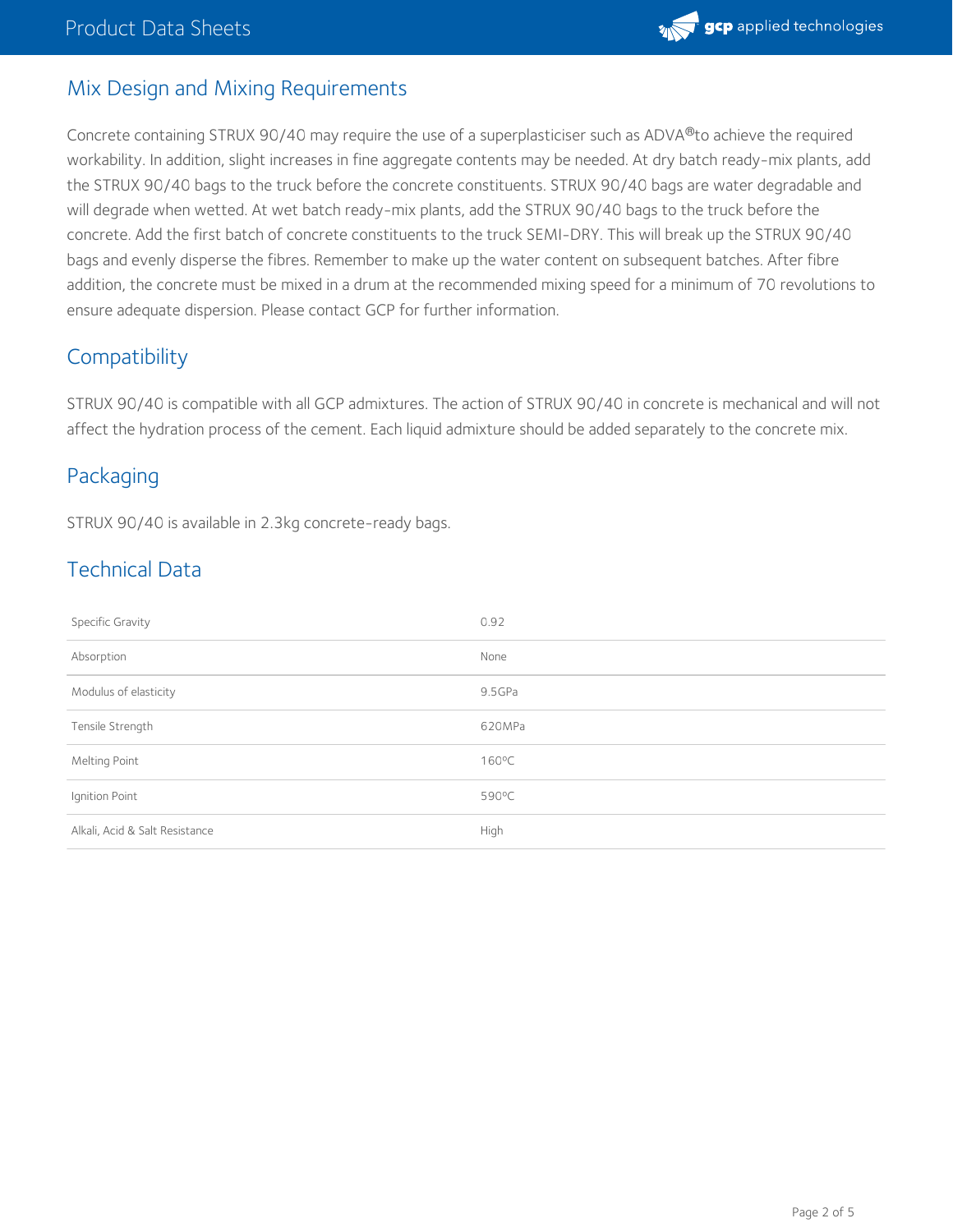## Mix Design and Mixing Requirements

Concrete containing STRUX 90/40 may require the use of a superplasticiser such as ADVA®to achieve the required workability. In addition, slight increases in fine aggregate contents may be needed. At dry batch ready-mix plants, add the STRUX 90/40 bags to the truck before the concrete constituents. STRUX 90/40 bags are water degradable and will degrade when wetted. At wet batch ready-mix plants, add the STRUX 90/40 bags to the truck before the concrete. Add the first batch of concrete constituents to the truck SEMI-DRY. This will break up the STRUX 90/40 bags and evenly disperse the fibres. Remember to make up the water content on subsequent batches. After fibre addition, the concrete must be mixed in a drum at the recommended mixing speed for a minimum of 70 revolutions to ensure adequate dispersion. Please contact GCP for further information.

## Compatibility

STRUX 90/40 is compatible with all GCP admixtures. The action of STRUX 90/40 in concrete is mechanical and will not affect the hydration process of the cement. Each liquid admixture should be added separately to the concrete mix.

## Packaging

STRUX 90/40 is available in 2.3kg concrete-ready bags.

## Technical Data

| | |
|---|---|
| Specific Gravity | 0.92 |
| Absorption | None |
| Modulus of elasticity | 9.5GPa |
| Tensile Strength | 620MPa |
| Melting Point | 160ºC |
| Ignition Point | 590ºC |
| Alkali, Acid & Salt Resistance | High |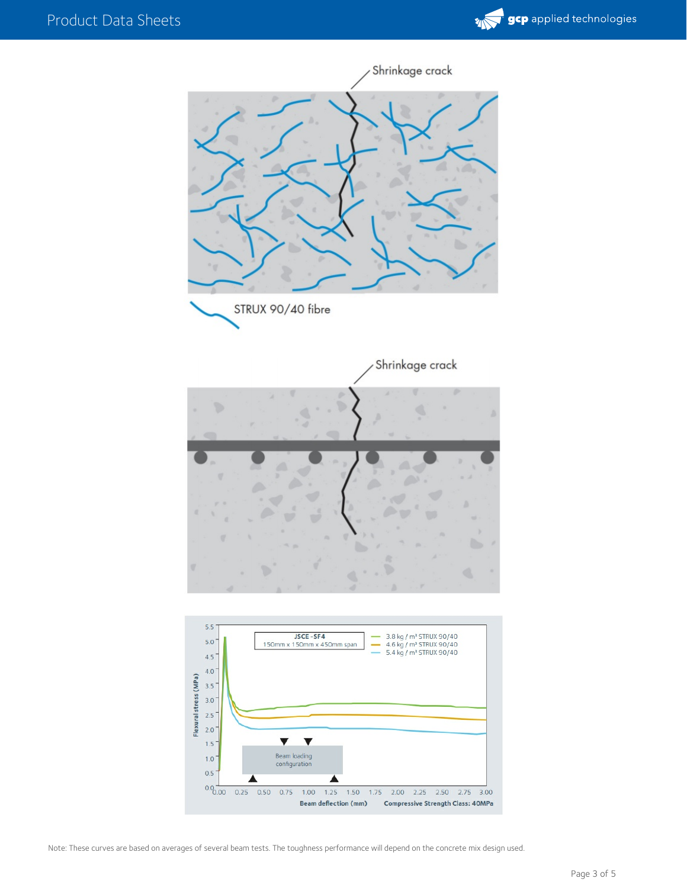Shrinkage crack

STRUX 90/40 fibre

Shrinkage crack

JSCE -SF4
150mm x 150mm x 450mm span

— 3.8 kg / m³ STRUX 90/40
— 4.6 kg / m³ STRUX 90/40
— 5.4 kg / m³ STRUX 90/40

Beam loading configuration

Flexural stress (MPa)

Beam deflection (mm)

Compressive Strength Class: 40MPa

Note: These curves are based on averages of several beam tests. The toughness performance will depend on the concrete mix design used.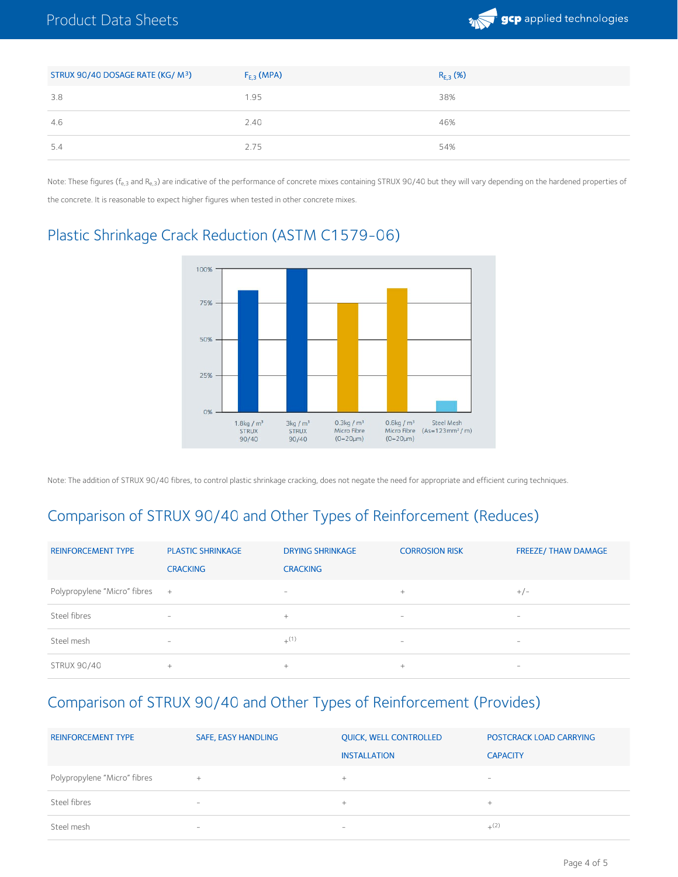| STRUX 90/40 DOSAGE RATE (KG/ M³) | $F_{E,3}$ (MPA) | $R_{E,3}$ (%) |
|---|---|---|
| 3.8 | 1.95 | 38% |
| 4.6 | 2.40 | 46% |
| 5.4 | 2.75 | 54% |

Note: These figures ($f_{e,3}$ and $R_{e,3}$) are indicative of the performance of concrete mixes containing STRUX 90/40 but they will vary depending on the hardened properties of the concrete. It is reasonable to expect higher figures when tested in other concrete mixes.

## Plastic Shrinkage Crack Reduction (ASTM C1579-06)

100%
75%
50%
25%
0%

1.8kg / m³ STRUX 90/40 | 3kg / m³ STRUX 90/40 | 0.3kg / m³ Micro Fibre (0–20μm) | 0.6kg / m³ Micro Fibre (0–20μm) | Steel Mesh (As=123mm² / m)

Note: The addition of STRUX 90/40 fibres, to control plastic shrinkage cracking, does not negate the need for appropriate and efficient curing techniques.

## Comparison of STRUX 90/40 and Other Types of Reinforcement (Reduces)

| REINFORCEMENT TYPE | PLASTIC SHRINKAGE CRACKING | DRYING SHRINKAGE CRACKING | CORROSION RISK | FREEZE/ THAW DAMAGE |
|---|---|---|---|---|
| Polypropylene "Micro" fibres | + | - | + | +/- |
| Steel fibres | - | + | - | - |
| Steel mesh | - | +(1) | - | - |
| STRUX 90/40 | + | + | + | - |

## Comparison of STRUX 90/40 and Other Types of Reinforcement (Provides)

| REINFORCEMENT TYPE | SAFE, EASY HANDLING | QUICK, WELL CONTROLLED INSTALLATION | POSTCRACK LOAD CARRYING CAPACITY |
|---|---|---|---|
| Polypropylene "Micro" fibres | + | + | - |
| Steel fibres | - | + | + |
| Steel mesh | - | - | +(2) |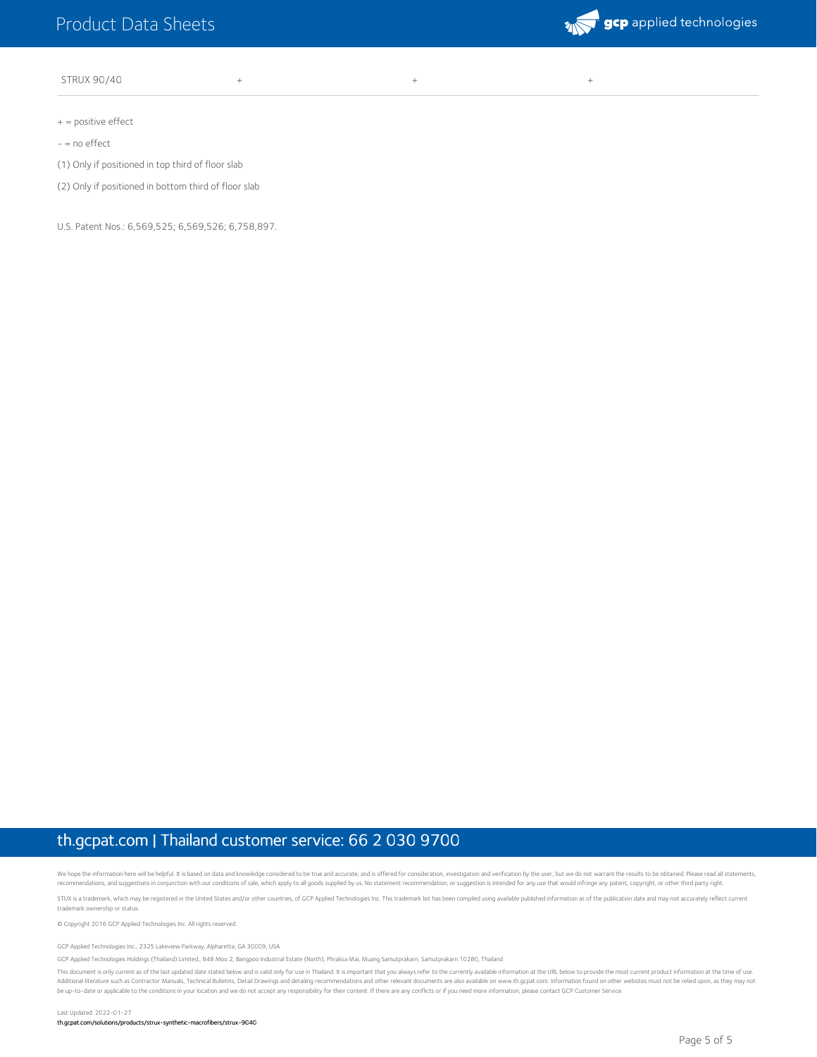| | | | |
|---|---|---|---|
| STRUX 90/40 | + | + | + |

+ = positive effect

- = no effect

(1) Only if positioned in top third of floor slab

(2) Only if positioned in bottom third of floor slab

U.S. Patent Nos.: 6,569,525; 6,569,526; 6,758,897.

th.gcpat.com | Thailand customer service: 66 2 030 9700

We hope the information here will be helpful. It is based on data and knowledge considered to be true and accurate, and is offered for consideration, investigation and verification by the user, but we do not warrant the results to be obtained. Please read all statements, recommendations, and suggestions in conjunction with our conditions of sale, which apply to all goods supplied by us. No statement recommendation, or suggestion is intended for any use that would infringe any patent, copyright, or other third party right.

STUX is a trademark, which may be registered in the United States and/or other countries, of GCP Applied Technologies Inc. This trademark list has been compiled using available published information as of the publication date and may not accurately reflect current trademark ownership or status.

© Copyright 2016 GCP Applied Technologies Inc. All rights reserved.

GCP Applied Technologies Inc., 2325 Lakeview Parkway, Alpharetta, GA 30009, USA

GCP Applied Technologies Holdings (Thailand) Limited., 848 Moo 2, Bangpoo Industrial Estate (North), Phraksa Mai, Muang Samutprakarn, Samutprakarn 10280, Thailand

This document is only current as of the last updated date stated below and is valid only for use in Thailand. It is important that you always refer to the currently available information at the URL below to provide the most current product information at the time of use. Additional literature such as Contractor Manuals, Technical Bulletins, Detail Drawings and detailing recommendations and other relevant documents are also available on www.th.gcpat.com. Information found on other websites must not be relied upon, as they may not be up-to-date or applicable to the conditions in your location and we do not accept any responsibility for their content. If there are any conflicts or if you need more information, please contact GCP Customer Service.

Last Updated: 2022-01-27

th.gcpat.com/solutions/products/strux-synthetic-macrofibers/strux-9040